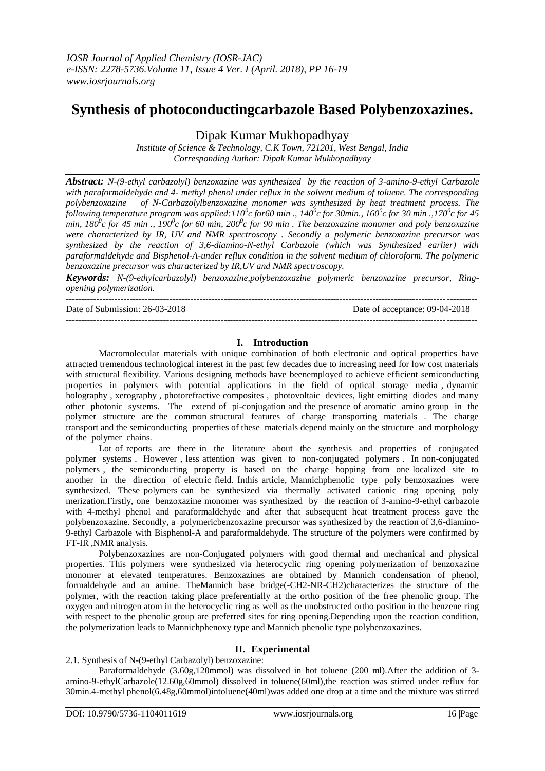# Synthesis of photoconductingcarbazole Based Polybenzoxazines.

Dipak Kumar Mukhopadhyay

*Institute of Science & Technology, C.K Town, 721201, West Bengal, India*
*Corresponding Author: Dipak Kumar Mukhopadhyay*

***Abstract:*** *N-(9-ethyl carbazolyl) benzoxazine was synthesized by the reaction of 3-amino-9-ethyl Carbazole with paraformaldehyde and 4- methyl phenol under reflux in the solvent medium of toluene. The corresponding polybenzoxazine of N-Carbazolylbenzoxazine monomer was synthesized by heat treatment process. The following temperature program was applied:110$^0$c for60 min ., 140$^0$c for 30min., 160$^0$c for 30 min .,170$^0$c for 45 min, 180$^0$c for 45 min ., 190$^0$c for 60 min, 200$^0$c for 90 min . The benzoxazine monomer and poly benzoxazine were characterized by IR, UV and NMR spectroscopy . Secondly a polymeric benzoxazine precursor was synthesized by the reaction of 3,6-diamino-N-ethyl Carbazole (which was Synthesized earlier) with paraformaldehyde and Bisphenol-A-under reflux condition in the solvent medium of chloroform. The polymeric benzoxazine precursor was characterized by IR,UV and NMR spectroscopy.*

***Keywords:*** *N-(9-ethylcarbazolyl) benzoxazine,polybenzoxazine polymeric benzoxazine precursor, Ring-opening polymerization.*

---

Date of Submission: 26-03-2018 Date of acceptance: 09-04-2018

---

## I. Introduction

Macromolecular materials with unique combination of both electronic and optical properties have attracted tremendous technological interest in the past few decades due to increasing need for low cost materials with structural flexibility. Various designing methods have beenemployed to achieve efficient semiconducting properties in polymers with potential applications in the field of optical storage media , dynamic holography , xerography , photorefractive composites , photovoltaic devices, light emitting diodes and many other photonic systems. The extend of pi-conjugation and the presence of aromatic amino group in the polymer structure are the common structural features of charge transporting materials . The charge transport and the semiconducting properties of these materials depend mainly on the structure and morphology of the polymer chains.

Lot of reports are there in the literature about the synthesis and properties of conjugated polymer systems . However , less attention was given to non-conjugated polymers . In non-conjugated polymers , the semiconducting property is based on the charge hopping from one localized site to another in the direction of electric field. Inthis article, Mannichphenolic type poly benzoxazines were synthesized. These polymers can be synthesized via thermally activated cationic ring opening poly merization.Firstly, one benzoxazine monomer was synthesized by the reaction of 3-amino-9-ethyl carbazole with 4-methyl phenol and paraformaldehyde and after that subsequent heat treatment process gave the polybenzoxazine. Secondly, a polymericbenzoxazine precursor was synthesized by the reaction of 3,6-diamino-9-ethyl Carbazole with Bisphenol-A and paraformaldehyde. The structure of the polymers were confirmed by FT-IR ,NMR analysis.

Polybenzoxazines are non-Conjugated polymers with good thermal and mechanical and physical properties. This polymers were synthesized via heterocyclic ring opening polymerization of benzoxazine monomer at elevated temperatures. Benzoxazines are obtained by Mannich condensation of phenol, formaldehyde and an amine. TheMannich base bridge(-CH2-NR-CH2)characterizes the structure of the polymer, with the reaction taking place preferentially at the ortho position of the free phenolic group. The oxygen and nitrogen atom in the heterocyclic ring as well as the unobstructed ortho position in the benzene ring with respect to the phenolic group are preferred sites for ring opening.Depending upon the reaction condition, the polymerization leads to Mannichphenoxy type and Mannich phenolic type polybenzoxazines.

## II. Experimental

2.1. Synthesis of N-(9-ethyl Carbazolyl) benzoxazine:

Paraformaldehyde (3.60g,120mmol) was dissolved in hot toluene (200 ml).After the addition of 3-amino-9-ethylCarbazole(12.60g,60mmol) dissolved in toluene(60ml),the reaction was stirred under reflux for 30min.4-methyl phenol(6.48g,60mmol)intoluene(40ml)was added one drop at a time and the mixture was stirred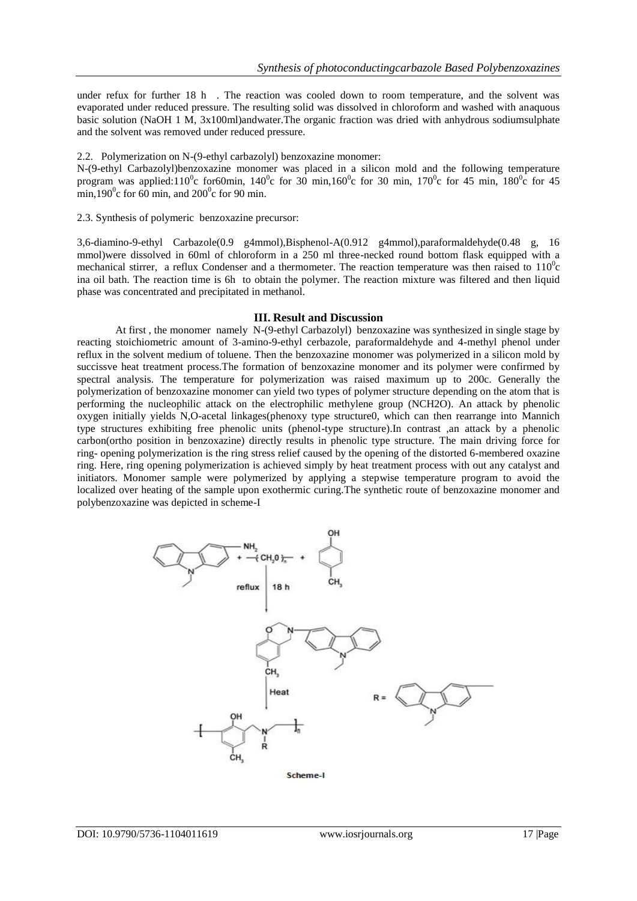under refux for further 18 h . The reaction was cooled down to room temperature, and the solvent was evaporated under reduced pressure. The resulting solid was dissolved in chloroform and washed with anaquous basic solution (NaOH 1 M, 3x100ml)andwater.The organic fraction was dried with anhydrous sodiumsulphate and the solvent was removed under reduced pressure.

2.2. Polymerization on N-(9-ethyl carbazolyl) benzoxazine monomer:

N-(9-ethyl Carbazolyl)benzoxazine monomer was placed in a silicon mold and the following temperature program was applied: $110^0$c for60min, $140^0$c for 30 min, $160^0$c for 30 min, $170^0$c for 45 min, $180^0$c for 45 min, $190^0$c for 60 min, and $200^0$c for 90 min.

2.3. Synthesis of polymeric benzoxazine precursor:

3,6-diamino-9-ethyl Carbazole(0.9 g4mmol),Bisphenol-A(0.912 g4mmol),paraformaldehyde(0.48 g, 16 mmol)were dissolved in 60ml of chloroform in a 250 ml three-necked round bottom flask equipped with a mechanical stirrer, a reflux Condenser and a thermometer. The reaction temperature was then raised to $110^0$c ina oil bath. The reaction time is 6h to obtain the polymer. The reaction mixture was filtered and then liquid phase was concentrated and precipitated in methanol.

## III. Result and Discussion

At first , the monomer namely N-(9-ethyl Carbazolyl) benzoxazine was synthesized in single stage by reacting stoichiometric amount of 3-amino-9-ethyl cerbazole, paraformaldehyde and 4-methyl phenol under reflux in the solvent medium of toluene. Then the benzoxazine monomer was polymerized in a silicon mold by succissve heat treatment process.The formation of benzoxazine monomer and its polymer were confirmed by spectral analysis. The temperature for polymerization was raised maximum up to 200c. Generally the polymerization of benzoxazine monomer can yield two types of polymer structure depending on the atom that is performing the nucleophilic attack on the electrophilic methylene group (NCH2O). An attack by phenolic oxygen initially yields N,O-acetal linkages(phenoxy type structure0, which can then rearrange into Mannich type structures exhibiting free phenolic units (phenol-type structure).In contrast ,an attack by a phenolic carbon(ortho position in benzoxazine) directly results in phenolic type structure. The main driving force for ring- opening polymerization is the ring stress relief caused by the opening of the distorted 6-membered oxazine ring. Here, ring opening polymerization is achieved simply by heat treatment process with out any catalyst and initiators. Monomer sample were polymerized by applying a stepwise temperature program to avoid the localized over heating of the sample upon exothermic curing.The synthetic route of benzoxazine monomer and polybenzoxazine was depicted in scheme-I

Scheme-I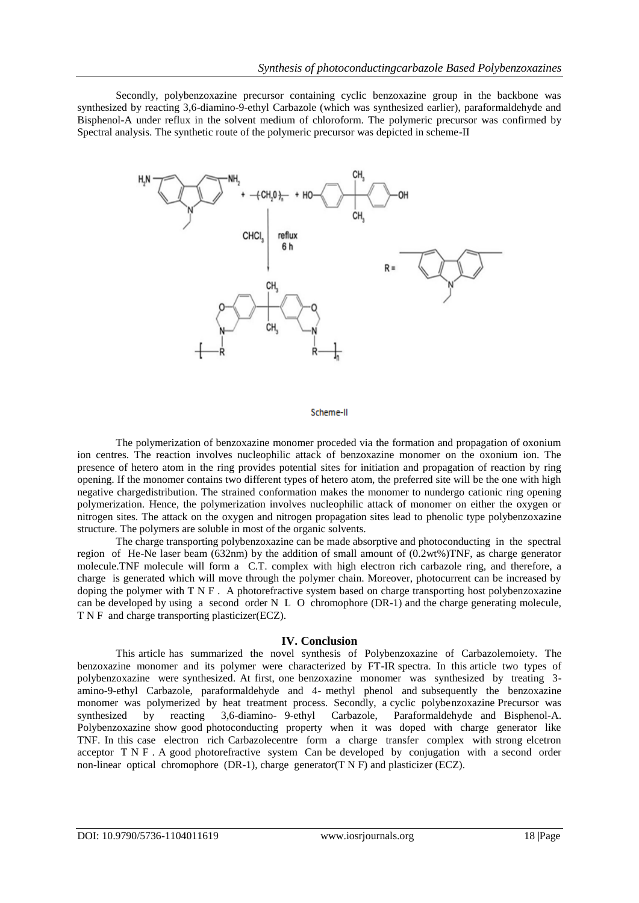Secondly, polybenzoxazine precursor containing cyclic benzoxazine group in the backbone was synthesized by reacting 3,6-diamino-9-ethyl Carbazole (which was synthesized earlier), paraformaldehyde and Bisphenol-A under reflux in the solvent medium of chloroform. The polymeric precursor was confirmed by Spectral analysis. The synthetic route of the polymeric precursor was depicted in scheme-II

Scheme-II

The polymerization of benzoxazine monomer proceded via the formation and propagation of oxonium ion centres. The reaction involves nucleophilic attack of benzoxazine monomer on the oxonium ion. The presence of hetero atom in the ring provides potential sites for initiation and propagation of reaction by ring opening. If the monomer contains two different types of hetero atom, the preferred site will be the one with high negative chargedistribution. The strained conformation makes the monomer to nundergo cationic ring opening polymerization. Hence, the polymerization involves nucleophilic attack of monomer on either the oxygen or nitrogen sites. The attack on the oxygen and nitrogen propagation sites lead to phenolic type polybenzoxazine structure. The polymers are soluble in most of the organic solvents.

The charge transporting polybenzoxazine can be made absorptive and photoconducting in the spectral region of He-Ne laser beam (632nm) by the addition of small amount of (0.2wt%)TNF, as charge generator molecule.TNF molecule will form a C.T. complex with high electron rich carbazole ring, and therefore, a charge is generated which will move through the polymer chain. Moreover, photocurrent can be increased by doping the polymer with T N F . A photorefractive system based on charge transporting host polybenzoxazine can be developed by using a second order N L O chromophore (DR-1) and the charge generating molecule, T N F and charge transporting plasticizer(ECZ).

## IV. Conclusion

This article has summarized the novel synthesis of Polybenzoxazine of Carbazolemoiety. The benzoxazine monomer and its polymer were characterized by FT-IR spectra. In this article two types of polybenzoxazine were synthesized. At first, one benzoxazine monomer was synthesized by treating 3-amino-9-ethyl Carbazole, paraformaldehyde and 4- methyl phenol and subsequently the benzoxazine monomer was polymerized by heat treatment process. Secondly, a cyclic polybenzoxazine Precursor was synthesized by reacting 3,6-diamino- 9-ethyl Carbazole, Paraformaldehyde and Bisphenol-A. Polybenzoxazine show good photoconducting property when it was doped with charge generator like TNF. In this case electron rich Carbazolecentre form a charge transfer complex with strong elcetron acceptor T N F . A good photorefractive system Can be developed by conjugation with a second order non-linear optical chromophore (DR-1), charge generator(T N F) and plasticizer (ECZ).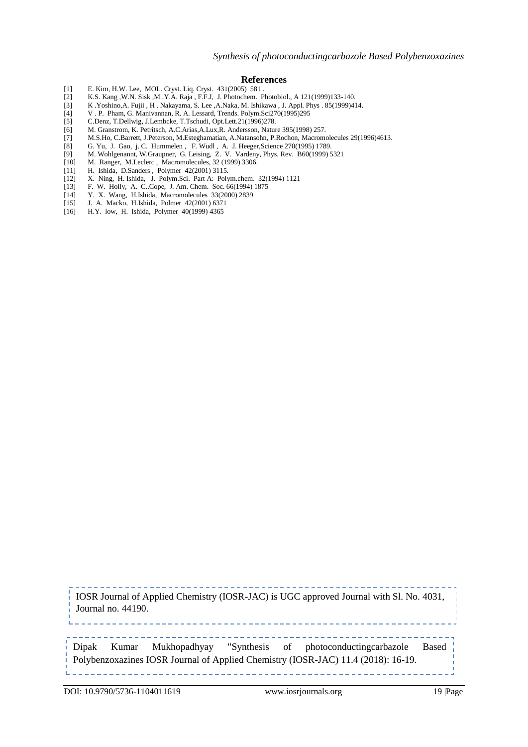## References

[1] E. Kim, H.W. Lee, MOL. Cryst. Liq. Cryst. 431(2005) 581 .
[2] K.S. Kang ,W.N. Sisk ,M .Y.A. Raja , F.F.J, J. Photochem. Photobiol., A 121(1999)133-140.
[3] K .Yoshino,A. Fujii , H . Nakayama, S. Lee ,A.Naka, M. Ishikawa , J. Appl. Phys . 85(1999)414.
[4] V . P. Pham, G. Manivannan, R. A. Lessard, Trends. Polym.Sci270(1995)295
[5] C.Denz, T.Dellwig, J.Lembcke, T.Tschudi, Opt.Lett.21(1996)278.
[6] M. Granstrom, K. Petritsch, A.C.Arias,A.Lux,R. Andersson, Nature 395(1998) 257.
[7] M.S.Ho, C.Barrett, J.Peterson, M.Esteghamatian, A.Natansohn, P.Rochon, Macromolecules 29(1996)4613.
[8] G. Yu, J. Gao, j. C. Hummelen , F. Wudl , A. J. Heeger,Science 270(1995) 1789.
[9] M. Wohlgenannt, W.Graupner, G. Leising, Z. V. Vardeny, Phys. Rev. B60(1999) 5321
[10] M. Ranger, M.Leclerc , Macromolecules, 32 (1999) 3306.
[11] H. Ishida, D.Sanders , Polymer 42(2001) 3115.
[12] X. Ning, H. Ishida, J. Polym.Sci. Part A: Polym.chem. 32(1994) 1121
[13] F. W. Holly, A. C..Cope, J. Am. Chem. Soc. 66(1994) 1875
[14] Y. X. Wang, H.Ishida, Macromolecules 33(2000) 2839
[15] J. A. Macko, H.Ishida, Polmer 42(2001) 6371
[16] H.Y. low, H. Ishida, Polymer 40(1999) 4365

IOSR Journal of Applied Chemistry (IOSR-JAC) is UGC approved Journal with Sl. No. 4031, Journal no. 44190.

Dipak Kumar Mukhopadhyay "Synthesis of photoconductingcarbazole Based Polybenzoxazines IOSR Journal of Applied Chemistry (IOSR-JAC) 11.4 (2018): 16-19.